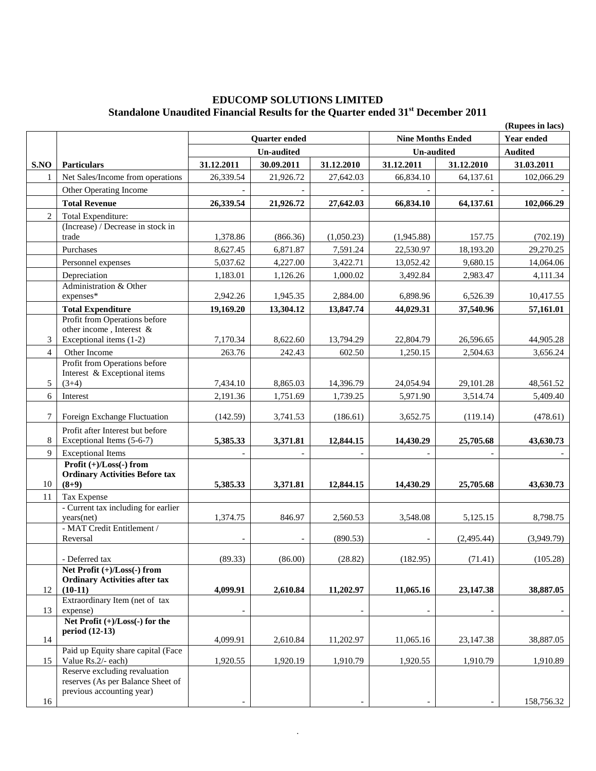# EDUCOMP SOLUTIONS LIMITED

## Standalone Unaudited Financial Results for the Quarter ended 31st December 2011

(Rupees in lacs)

| | | Quarter ended | | | Nine Months Ended | | Year ended |
|---|---|---|---|---|---|---|---|
| | | Un-audited | | | Un-audited | | Audited |
| **S.NO** | **Particulars** | **31.12.2011** | **30.09.2011** | **31.12.2010** | **31.12.2011** | **31.12.2010** | **31.03.2011** |
| 1 | Net Sales/Income from operations | 26,339.54 | 21,926.72 | 27,642.03 | 66,834.10 | 64,137.61 | 102,066.29 |
| | Other Operating Income | - | - | - | - | - | - |
| | **Total Revenue** | **26,339.54** | **21,926.72** | **27,642.03** | **66,834.10** | **64,137.61** | **102,066.29** |
| 2 | Total Expenditure: | | | | | | |
| | (Increase) / Decrease in stock in trade | 1,378.86 | (866.36) | (1,050.23) | (1,945.88) | 157.75 | (702.19) |
| | Purchases | 8,627.45 | 6,871.87 | 7,591.24 | 22,530.97 | 18,193.20 | 29,270.25 |
| | Personnel expenses | 5,037.62 | 4,227.00 | 3,422.71 | 13,052.42 | 9,680.15 | 14,064.06 |
| | Depreciation | 1,183.01 | 1,126.26 | 1,000.02 | 3,492.84 | 2,983.47 | 4,111.34 |
| | Administration & Other expenses* | 2,942.26 | 1,945.35 | 2,884.00 | 6,898.96 | 6,526.39 | 10,417.55 |
| | **Total Expenditure** | **19,169.20** | **13,304.12** | **13,847.74** | **44,029.31** | **37,540.96** | **57,161.01** |
| 3 | Profit from Operations before other income , Interest & Exceptional items (1-2) | 7,170.34 | 8,622.60 | 13,794.29 | 22,804.79 | 26,596.65 | 44,905.28 |
| 4 | Other Income | 263.76 | 242.43 | 602.50 | 1,250.15 | 2,504.63 | 3,656.24 |
| 5 | Profit from Operations before Interest & Exceptional items (3+4) | 7,434.10 | 8,865.03 | 14,396.79 | 24,054.94 | 29,101.28 | 48,561.52 |
| 6 | Interest | 2,191.36 | 1,751.69 | 1,739.25 | 5,971.90 | 3,514.74 | 5,409.40 |
| 7 | Foreign Exchange Fluctuation | (142.59) | 3,741.53 | (186.61) | 3,652.75 | (119.14) | (478.61) |
| 8 | Profit after Interest but before Exceptional Items (5-6-7) | **5,385.33** | **3,371.81** | **12,844.15** | **14,430.29** | **25,705.68** | **43,630.73** |
| 9 | Exceptional Items | - | - | - | - | - | - |
| 10 | **Profit (+)/Loss(-) from Ordinary Activities Before tax (8+9)** | **5,385.33** | **3,371.81** | **12,844.15** | **14,430.29** | **25,705.68** | **43,630.73** |
| 11 | Tax Expense | | | | | | |
| | - Current tax including for earlier years(net) | 1,374.75 | 846.97 | 2,560.53 | 3,548.08 | 5,125.15 | 8,798.75 |
| | - MAT Credit Entitlement / Reversal | - | - | (890.53) | - | (2,495.44) | (3,949.79) |
| | - Deferred tax | (89.33) | (86.00) | (28.82) | (182.95) | (71.41) | (105.28) |
| 12 | **Net Profit (+)/Loss(-) from Ordinary Activities after tax (10-11)** | **4,099.91** | **2,610.84** | **11,202.97** | **11,065.16** | **23,147.38** | **38,887.05** |
| 13 | Extraordinary Item (net of tax expense) | - | | - | - | - | - |
| 14 | **Net Profit (+)/Loss(-) for the period (12-13)** | 4,099.91 | 2,610.84 | 11,202.97 | 11,065.16 | 23,147.38 | 38,887.05 |
| 15 | Paid up Equity share capital (Face Value Rs.2/- each) | 1,920.55 | 1,920.19 | 1,910.79 | 1,920.55 | 1,910.79 | 1,910.89 |
| 16 | Reserve excluding revaluation reserves (As per Balance Sheet of previous accounting year) | - | | - | - | - | 158,756.32 |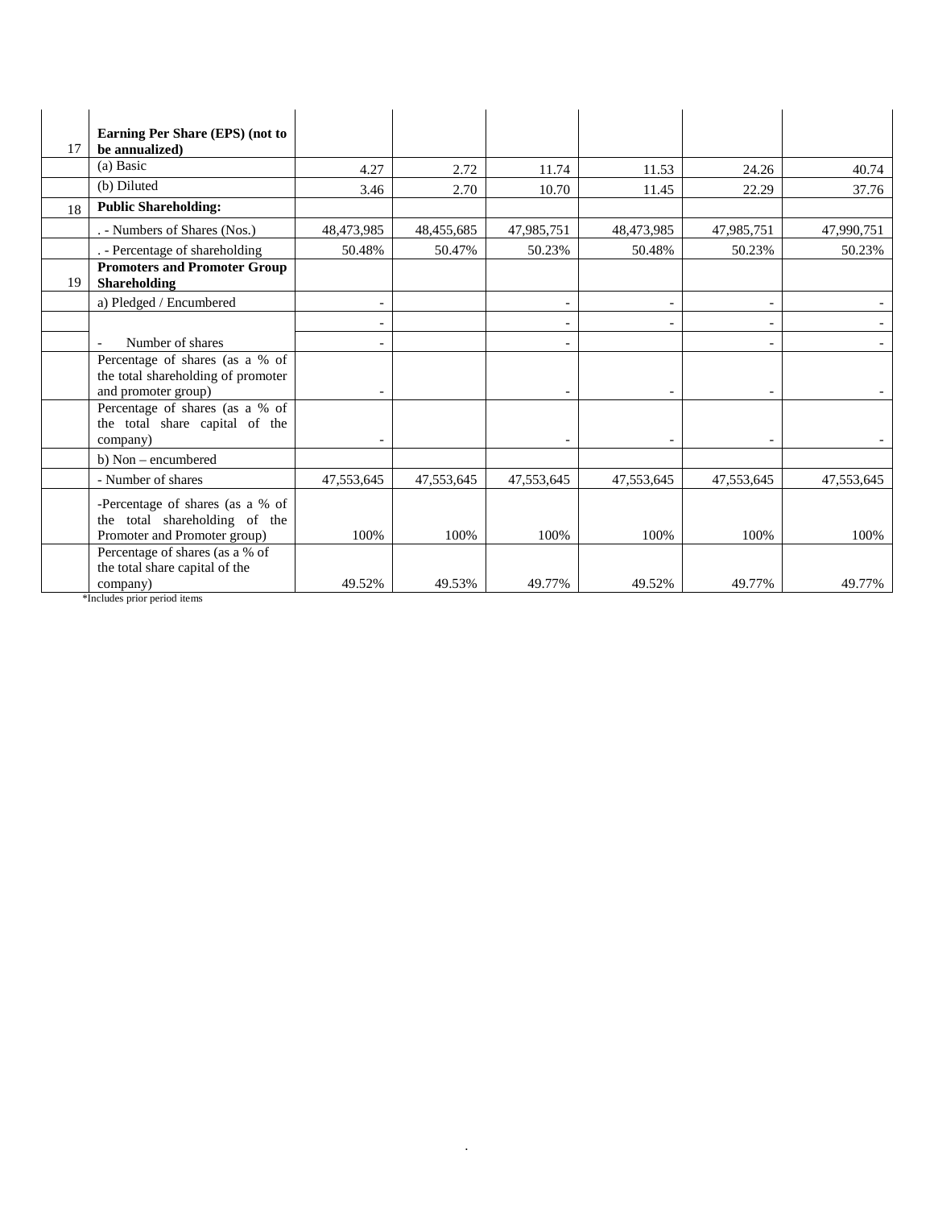| | | | | | | | |
|---|---|---|---|---|---|---|---|
| 17 | **Earning Per Share (EPS) (not to be annualized)** | | | | | | |
| | (a) Basic | 4.27 | 2.72 | 11.74 | 11.53 | 24.26 | 40.74 |
| | (b) Diluted | 3.46 | 2.70 | 10.70 | 11.45 | 22.29 | 37.76 |
| 18 | **Public Shareholding:** | | | | | | |
| | . - Numbers of Shares (Nos.) | 48,473,985 | 48,455,685 | 47,985,751 | 48,473,985 | 47,985,751 | 47,990,751 |
| | . - Percentage of shareholding | 50.48% | 50.47% | 50.23% | 50.48% | 50.23% | 50.23% |
| 19 | **Promoters and Promoter Group Shareholding** | | | | | | |
| | a) Pledged / Encumbered | - | | - | - | - | - |
| | | - | | - | - | - | - |
| | - Number of shares | - | | - | | - | - |
| | Percentage of shares (as a % of the total shareholding of promoter and promoter group) | - | | - | - | - | - |
| | Percentage of shares (as a % of the total share capital of the company) | - | | - | - | - | - |
| | b) Non – encumbered | | | | | | |
| | - Number of shares | 47,553,645 | 47,553,645 | 47,553,645 | 47,553,645 | 47,553,645 | 47,553,645 |
| | -Percentage of shares (as a % of the total shareholding of the Promoter and Promoter group) | 100% | 100% | 100% | 100% | 100% | 100% |
| | Percentage of shares (as a % of the total share capital of the company) | 49.52% | 49.53% | 49.77% | 49.52% | 49.77% | 49.77% |

*Includes prior period items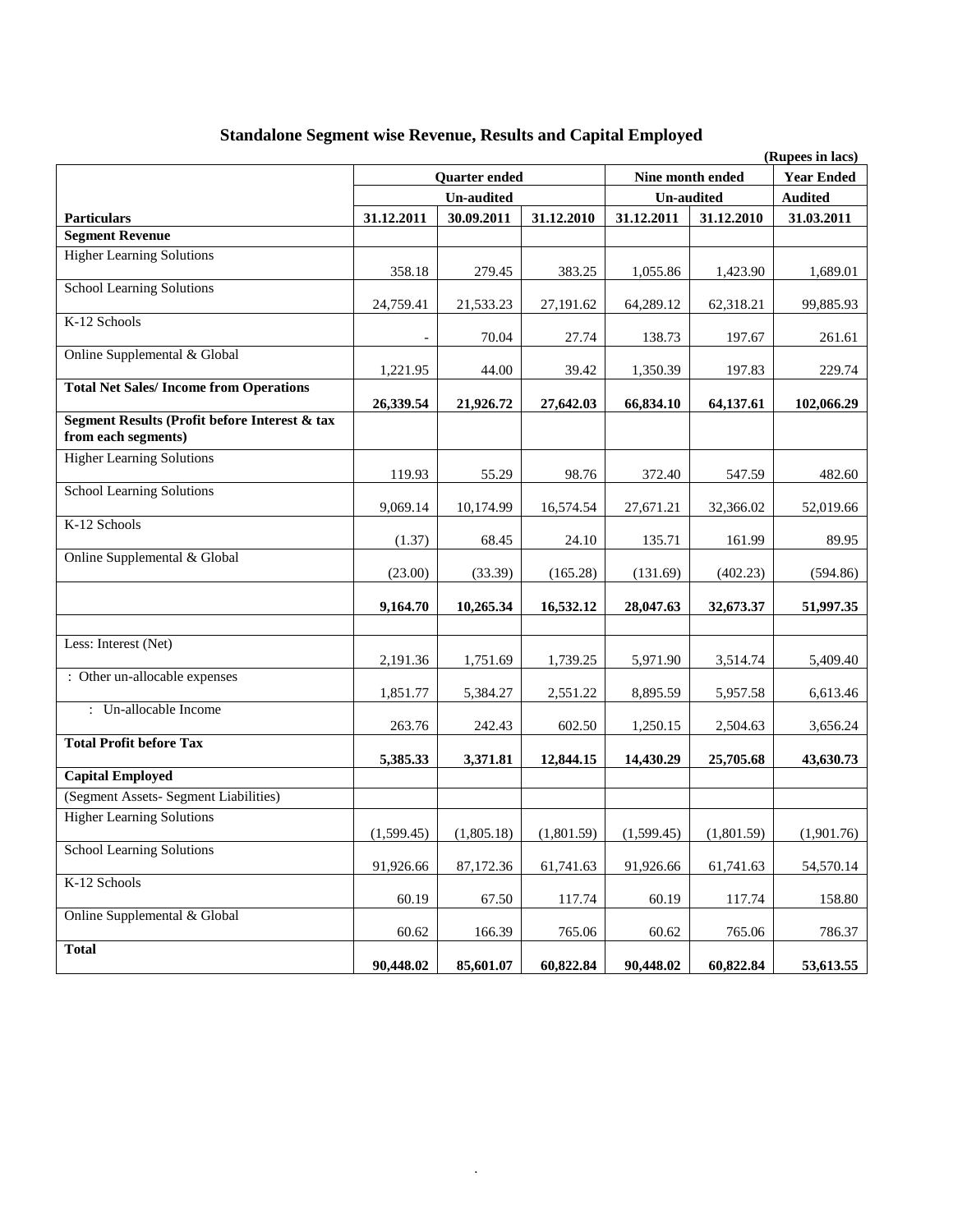## Standalone Segment wise Revenue, Results and Capital Employed

(Rupees in lacs)

| Particulars | Quarter ended | | | Nine month ended | | Year Ended |
|---|---|---|---|---|---|---|
| | Un-audited | | | Un-audited | | Audited |
| | 31.12.2011 | 30.09.2011 | 31.12.2010 | 31.12.2011 | 31.12.2010 | 31.03.2011 |
| **Segment Revenue** | | | | | | |
| Higher Learning Solutions | 358.18 | 279.45 | 383.25 | 1,055.86 | 1,423.90 | 1,689.01 |
| School Learning Solutions | 24,759.41 | 21,533.23 | 27,191.62 | 64,289.12 | 62,318.21 | 99,885.93 |
| K-12 Schools | - | 70.04 | 27.74 | 138.73 | 197.67 | 261.61 |
| Online Supplemental & Global | 1,221.95 | 44.00 | 39.42 | 1,350.39 | 197.83 | 229.74 |
| **Total Net Sales/ Income from Operations** | **26,339.54** | **21,926.72** | **27,642.03** | **66,834.10** | **64,137.61** | **102,066.29** |
| **Segment Results (Profit before Interest & tax from each segments)** | | | | | | |
| Higher Learning Solutions | 119.93 | 55.29 | 98.76 | 372.40 | 547.59 | 482.60 |
| School Learning Solutions | 9,069.14 | 10,174.99 | 16,574.54 | 27,671.21 | 32,366.02 | 52,019.66 |
| K-12 Schools | (1.37) | 68.45 | 24.10 | 135.71 | 161.99 | 89.95 |
| Online Supplemental & Global | (23.00) | (33.39) | (165.28) | (131.69) | (402.23) | (594.86) |
| | **9,164.70** | **10,265.34** | **16,532.12** | **28,047.63** | **32,673.37** | **51,997.35** |
| | | | | | | |
| Less: Interest (Net) | 2,191.36 | 1,751.69 | 1,739.25 | 5,971.90 | 3,514.74 | 5,409.40 |
| : Other un-allocable expenses | 1,851.77 | 5,384.27 | 2,551.22 | 8,895.59 | 5,957.58 | 6,613.46 |
| : Un-allocable Income | 263.76 | 242.43 | 602.50 | 1,250.15 | 2,504.63 | 3,656.24 |
| **Total Profit before Tax** | **5,385.33** | **3,371.81** | **12,844.15** | **14,430.29** | **25,705.68** | **43,630.73** |
| **Capital Employed** | | | | | | |
| (Segment Assets- Segment Liabilities) | | | | | | |
| Higher Learning Solutions | (1,599.45) | (1,805.18) | (1,801.59) | (1,599.45) | (1,801.59) | (1,901.76) |
| School Learning Solutions | 91,926.66 | 87,172.36 | 61,741.63 | 91,926.66 | 61,741.63 | 54,570.14 |
| K-12 Schools | 60.19 | 67.50 | 117.74 | 60.19 | 117.74 | 158.80 |
| Online Supplemental & Global | 60.62 | 166.39 | 765.06 | 60.62 | 765.06 | 786.37 |
| **Total** | **90,448.02** | **85,601.07** | **60,822.84** | **90,448.02** | **60,822.84** | **53,613.55** |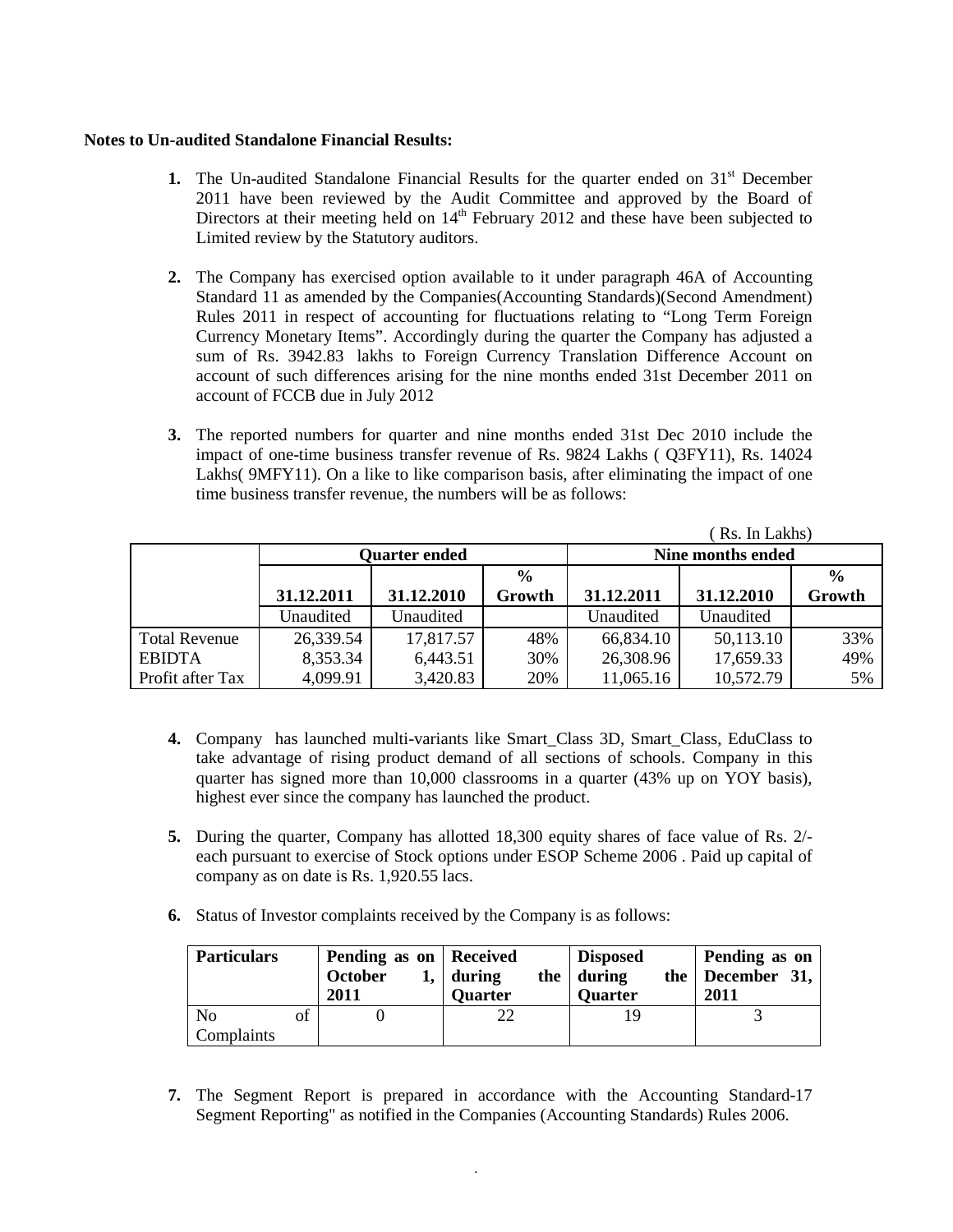**Notes to Un-audited Standalone Financial Results:**

1. The Un-audited Standalone Financial Results for the quarter ended on 31[st] December 2011 have been reviewed by the Audit Committee and approved by the Board of Directors at their meeting held on 14[th] February 2012 and these have been subjected to Limited review by the Statutory auditors.

2. The Company has exercised option available to it under paragraph 46A of Accounting Standard 11 as amended by the Companies(Accounting Standards)(Second Amendment) Rules 2011 in respect of accounting for fluctuations relating to "Long Term Foreign Currency Monetary Items". Accordingly during the quarter the Company has adjusted a sum of Rs. 3942.83 lakhs to Foreign Currency Translation Difference Account on account of such differences arising for the nine months ended 31st December 2011 on account of FCCB due in July 2012

3. The reported numbers for quarter and nine months ended 31st Dec 2010 include the impact of one-time business transfer revenue of Rs. 9824 Lakhs ( Q3FY11), Rs. 14024 Lakhs( 9MFY11). On a like to like comparison basis, after eliminating the impact of one time business transfer revenue, the numbers will be as follows:

( Rs. In Lakhs)

| | Quarter ended | | | Nine months ended | | |
|---|---|---|---|---|---|---|
| | 31.12.2011 | 31.12.2010 | % Growth | 31.12.2011 | 31.12.2010 | % Growth |
| | Unaudited | Unaudited | | Unaudited | Unaudited | |
| Total Revenue | 26,339.54 | 17,817.57 | 48% | 66,834.10 | 50,113.10 | 33% |
| EBIDTA | 8,353.34 | 6,443.51 | 30% | 26,308.96 | 17,659.33 | 49% |
| Profit after Tax | 4,099.91 | 3,420.83 | 20% | 11,065.16 | 10,572.79 | 5% |

4. Company has launched multi-variants like Smart_Class 3D, Smart_Class, EduClass to take advantage of rising product demand of all sections of schools. Company in this quarter has signed more than 10,000 classrooms in a quarter (43% up on YOY basis), highest ever since the company has launched the product.

5. During the quarter, Company has allotted 18,300 equity shares of face value of Rs. 2/- each pursuant to exercise of Stock options under ESOP Scheme 2006 . Paid up capital of company as on date is Rs. 1,920.55 lacs.

6. Status of Investor complaints received by the Company is as follows:

| Particulars | Pending as on October 1, 2011 | Received during the Quarter | Disposed during the Quarter | Pending as on December 31, 2011 |
|---|---|---|---|---|
| No of Complaints | 0 | 22 | 19 | 3 |

7. The Segment Report is prepared in accordance with the Accounting Standard-17 Segment Reporting" as notified in the Companies (Accounting Standards) Rules 2006.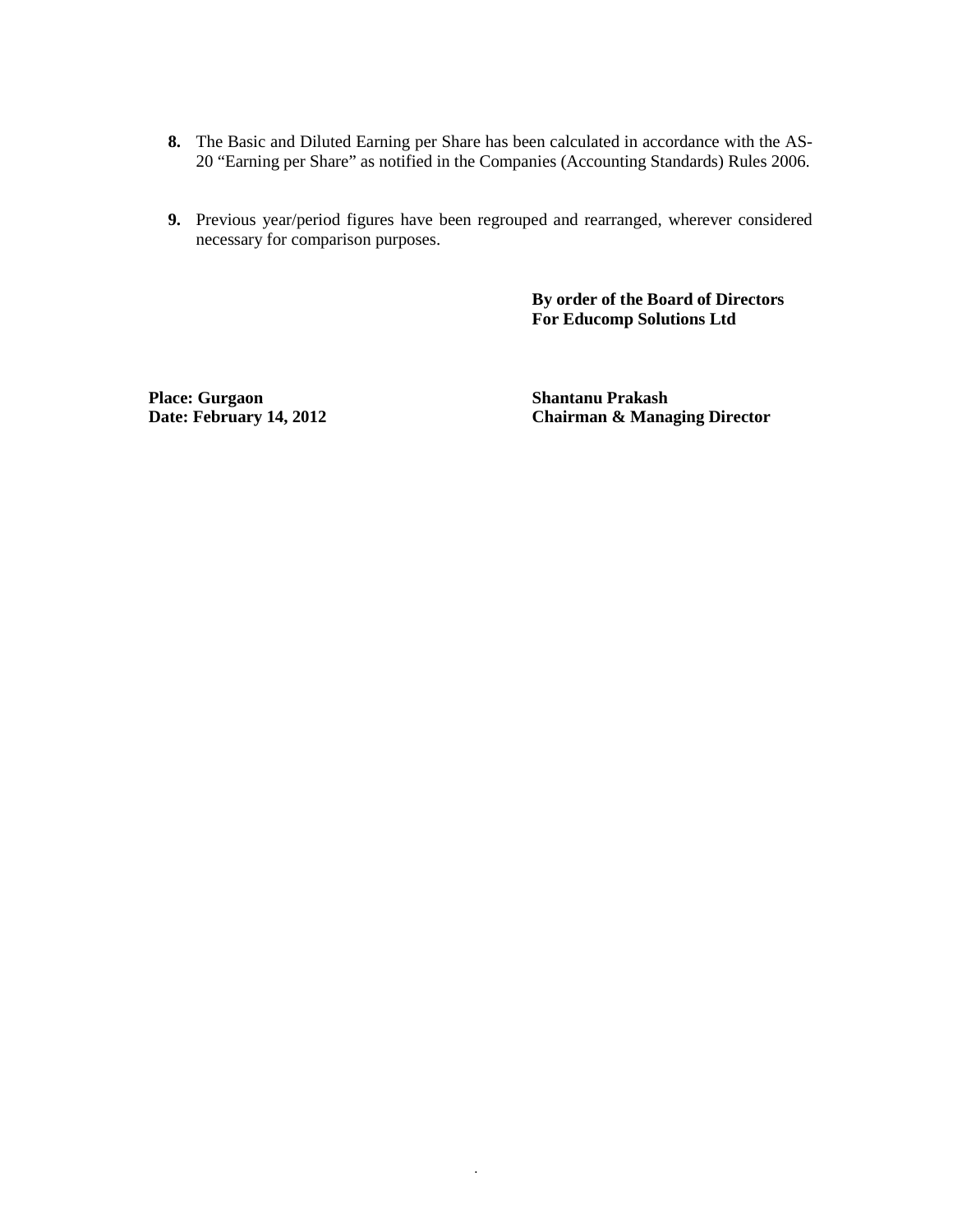8. The Basic and Diluted Earning per Share has been calculated in accordance with the AS-20 "Earning per Share" as notified in the Companies (Accounting Standards) Rules 2006.

9. Previous year/period figures have been regrouped and rearranged, wherever considered necessary for comparison purposes.

**By order of the Board of Directors**
**For Educomp Solutions Ltd**

**Place: Gurgaon**
**Date: February 14, 2012**

**Shantanu Prakash**
**Chairman & Managing Director**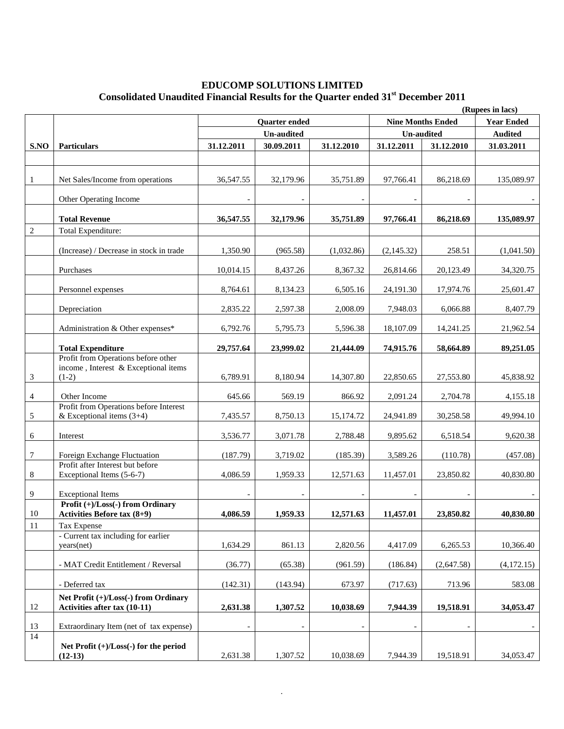# EDUCOMP SOLUTIONS LIMITED

## Consolidated Unaudited Financial Results for the Quarter ended 31st December 2011

**(Rupees in lacs)**

| S.NO | Particulars | Quarter ended | | | Nine Months Ended | | Year Ended |
|---|---|---|---|---|---|---|---|
| | | Un-audited | | | Un-audited | | Audited |
| | | 31.12.2011 | 30.09.2011 | 31.12.2010 | 31.12.2011 | 31.12.2010 | 31.03.2011 |
| 1 | Net Sales/Income from operations | 36,547.55 | 32,179.96 | 35,751.89 | 97,766.41 | 86,218.69 | 135,089.97 |
| | Other Operating Income | - | - | - | - | - | - |
| | **Total Revenue** | **36,547.55** | **32,179.96** | **35,751.89** | **97,766.41** | **86,218.69** | **135,089.97** |
| 2 | Total Expenditure: | | | | | | |
| | (Increase) / Decrease in stock in trade | 1,350.90 | (965.58) | (1,032.86) | (2,145.32) | 258.51 | (1,041.50) |
| | Purchases | 10,014.15 | 8,437.26 | 8,367.32 | 26,814.66 | 20,123.49 | 34,320.75 |
| | Personnel expenses | 8,764.61 | 8,134.23 | 6,505.16 | 24,191.30 | 17,974.76 | 25,601.47 |
| | Depreciation | 2,835.22 | 2,597.38 | 2,008.09 | 7,948.03 | 6,066.88 | 8,407.79 |
| | Administration & Other expenses* | 6,792.76 | 5,795.73 | 5,596.38 | 18,107.09 | 14,241.25 | 21,962.54 |
| | **Total Expenditure** | **29,757.64** | **23,999.02** | **21,444.09** | **74,915.76** | **58,664.89** | **89,251.05** |
| 3 | Profit from Operations before other income , Interest & Exceptional items (1-2) | 6,789.91 | 8,180.94 | 14,307.80 | 22,850.65 | 27,553.80 | 45,838.92 |
| 4 | Other Income | 645.66 | 569.19 | 866.92 | 2,091.24 | 2,704.78 | 4,155.18 |
| 5 | Profit from Operations before Interest & Exceptional items (3+4) | 7,435.57 | 8,750.13 | 15,174.72 | 24,941.89 | 30,258.58 | 49,994.10 |
| 6 | Interest | 3,536.77 | 3,071.78 | 2,788.48 | 9,895.62 | 6,518.54 | 9,620.38 |
| 7 | Foreign Exchange Fluctuation | (187.79) | 3,719.02 | (185.39) | 3,589.26 | (110.78) | (457.08) |
| 8 | Profit after Interest but before Exceptional Items (5-6-7) | 4,086.59 | 1,959.33 | 12,571.63 | 11,457.01 | 23,850.82 | 40,830.80 |
| 9 | Exceptional Items | - | - | - | - | - | - |
| 10 | **Profit (+)/Loss(-) from Ordinary Activities Before tax (8+9)** | **4,086.59** | **1,959.33** | **12,571.63** | **11,457.01** | **23,850.82** | **40,830.80** |
| 11 | Tax Expense | | | | | | |
| | - Current tax including for earlier years(net) | 1,634.29 | 861.13 | 2,820.56 | 4,417.09 | 6,265.53 | 10,366.40 |
| | - MAT Credit Entitlement / Reversal | (36.77) | (65.38) | (961.59) | (186.84) | (2,647.58) | (4,172.15) |
| | - Deferred tax | (142.31) | (143.94) | 673.97 | (717.63) | 713.96 | 583.08 |
| 12 | **Net Profit (+)/Loss(-) from Ordinary Activities after tax (10-11)** | **2,631.38** | **1,307.52** | **10,038.69** | **7,944.39** | **19,518.91** | **34,053.47** |
| 13 | Extraordinary Item (net of tax expense) | - | - | - | - | - | - |
| 14 | **Net Profit (+)/Loss(-) for the period (12-13)** | 2,631.38 | 1,307.52 | 10,038.69 | 7,944.39 | 19,518.91 | 34,053.47 |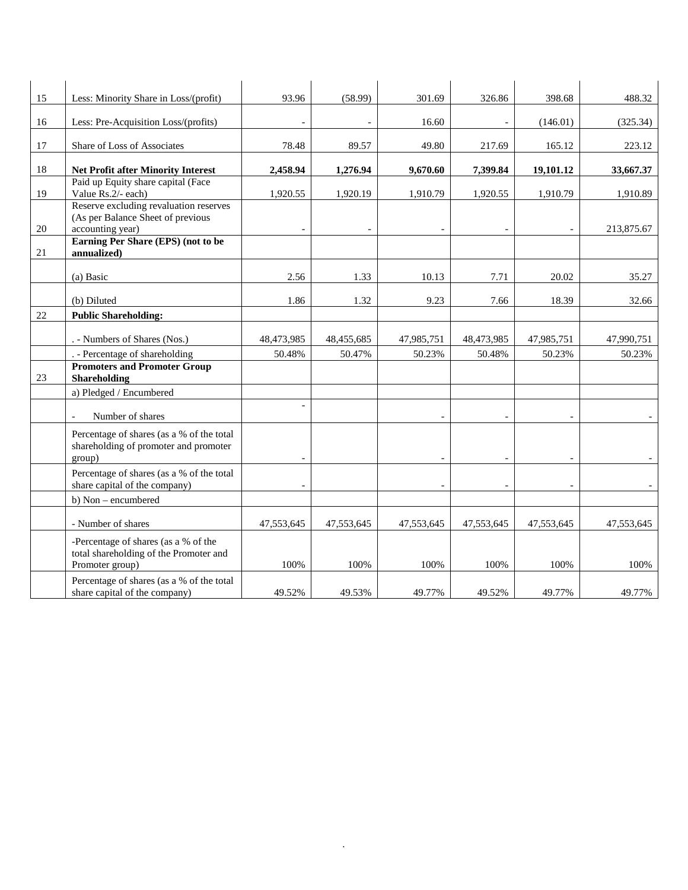| | | | | | | | |
|---|---|---|---|---|---|---|---|
| 15 | Less: Minority Share in Loss/(profit) | 93.96 | (58.99) | 301.69 | 326.86 | 398.68 | 488.32 |
| 16 | Less: Pre-Acquisition Loss/(profits) | - | - | 16.60 | - | (146.01) | (325.34) |
| 17 | Share of Loss of Associates | 78.48 | 89.57 | 49.80 | 217.69 | 165.12 | 223.12 |
| 18 | **Net Profit after Minority Interest** | **2,458.94** | **1,276.94** | **9,670.60** | **7,399.84** | **19,101.12** | **33,667.37** |
| 19 | Paid up Equity share capital (Face Value Rs.2/- each) | 1,920.55 | 1,920.19 | 1,910.79 | 1,920.55 | 1,910.79 | 1,910.89 |
| 20 | Reserve excluding revaluation reserves (As per Balance Sheet of previous accounting year) | - | - | - | - | - | 213,875.67 |
| 21 | **Earning Per Share (EPS) (not to be annualized)** | | | | | | |
| | (a) Basic | 2.56 | 1.33 | 10.13 | 7.71 | 20.02 | 35.27 |
| | (b) Diluted | 1.86 | 1.32 | 9.23 | 7.66 | 18.39 | 32.66 |
| 22 | **Public Shareholding:** | | | | | | |
| | . - Numbers of Shares (Nos.) | 48,473,985 | 48,455,685 | 47,985,751 | 48,473,985 | 47,985,751 | 47,990,751 |
| | . - Percentage of shareholding | 50.48% | 50.47% | 50.23% | 50.48% | 50.23% | 50.23% |
| 23 | **Promoters and Promoter Group Shareholding** | | | | | | |
| | a) Pledged / Encumbered | | | | | | |
| | - Number of shares | - | | - | - | - | - |
| | Percentage of shares (as a % of the total shareholding of promoter and promoter group) | - | | - | - | - | - |
| | Percentage of shares (as a % of the total share capital of the company) | - | | - | - | - | - |
| | b) Non – encumbered | | | | | | |
| | - Number of shares | 47,553,645 | 47,553,645 | 47,553,645 | 47,553,645 | 47,553,645 | 47,553,645 |
| | -Percentage of shares (as a % of the total shareholding of the Promoter and Promoter group) | 100% | 100% | 100% | 100% | 100% | 100% |
| | Percentage of shares (as a % of the total share capital of the company) | 49.52% | 49.53% | 49.77% | 49.52% | 49.77% | 49.77% |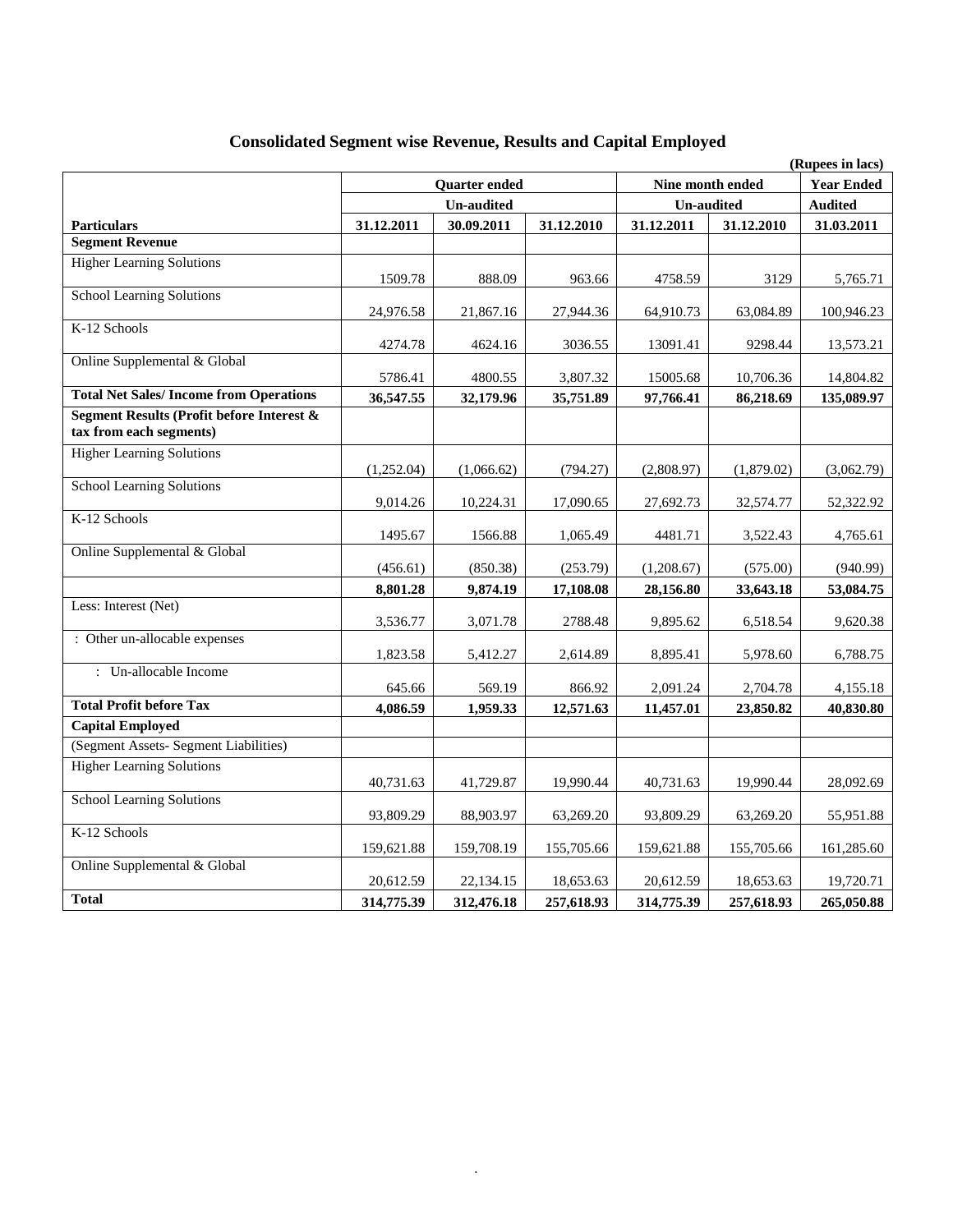# Consolidated Segment wise Revenue, Results and Capital Employed

(Rupees in lacs)

| | Quarter ended | | | Nine month ended | | Year Ended |
|---|---|---|---|---|---|---|
| | Un-audited | | | Un-audited | | Audited |
| **Particulars** | **31.12.2011** | **30.09.2011** | **31.12.2010** | **31.12.2011** | **31.12.2010** | **31.03.2011** |
| **Segment Revenue** | | | | | | |
| Higher Learning Solutions | 1509.78 | 888.09 | 963.66 | 4758.59 | 3129 | 5,765.71 |
| School Learning Solutions | 24,976.58 | 21,867.16 | 27,944.36 | 64,910.73 | 63,084.89 | 100,946.23 |
| K-12 Schools | 4274.78 | 4624.16 | 3036.55 | 13091.41 | 9298.44 | 13,573.21 |
| Online Supplemental & Global | 5786.41 | 4800.55 | 3,807.32 | 15005.68 | 10,706.36 | 14,804.82 |
| **Total Net Sales/ Income from Operations** | **36,547.55** | **32,179.96** | **35,751.89** | **97,766.41** | **86,218.69** | **135,089.97** |
| **Segment Results (Profit before Interest & tax from each segments)** | | | | | | |
| Higher Learning Solutions | (1,252.04) | (1,066.62) | (794.27) | (2,808.97) | (1,879.02) | (3,062.79) |
| School Learning Solutions | 9,014.26 | 10,224.31 | 17,090.65 | 27,692.73 | 32,574.77 | 52,322.92 |
| K-12 Schools | 1495.67 | 1566.88 | 1,065.49 | 4481.71 | 3,522.43 | 4,765.61 |
| Online Supplemental & Global | (456.61) | (850.38) | (253.79) | (1,208.67) | (575.00) | (940.99) |
| | **8,801.28** | **9,874.19** | **17,108.08** | **28,156.80** | **33,643.18** | **53,084.75** |
| Less: Interest (Net) | 3,536.77 | 3,071.78 | 2788.48 | 9,895.62 | 6,518.54 | 9,620.38 |
| : Other un-allocable expenses | 1,823.58 | 5,412.27 | 2,614.89 | 8,895.41 | 5,978.60 | 6,788.75 |
| : Un-allocable Income | 645.66 | 569.19 | 866.92 | 2,091.24 | 2,704.78 | 4,155.18 |
| **Total Profit before Tax** | **4,086.59** | **1,959.33** | **12,571.63** | **11,457.01** | **23,850.82** | **40,830.80** |
| **Capital Employed** | | | | | | |
| (Segment Assets- Segment Liabilities) | | | | | | |
| Higher Learning Solutions | 40,731.63 | 41,729.87 | 19,990.44 | 40,731.63 | 19,990.44 | 28,092.69 |
| School Learning Solutions | 93,809.29 | 88,903.97 | 63,269.20 | 93,809.29 | 63,269.20 | 55,951.88 |
| K-12 Schools | 159,621.88 | 159,708.19 | 155,705.66 | 159,621.88 | 155,705.66 | 161,285.60 |
| Online Supplemental & Global | 20,612.59 | 22,134.15 | 18,653.63 | 20,612.59 | 18,653.63 | 19,720.71 |
| **Total** | **314,775.39** | **312,476.18** | **257,618.93** | **314,775.39** | **257,618.93** | **265,050.88** |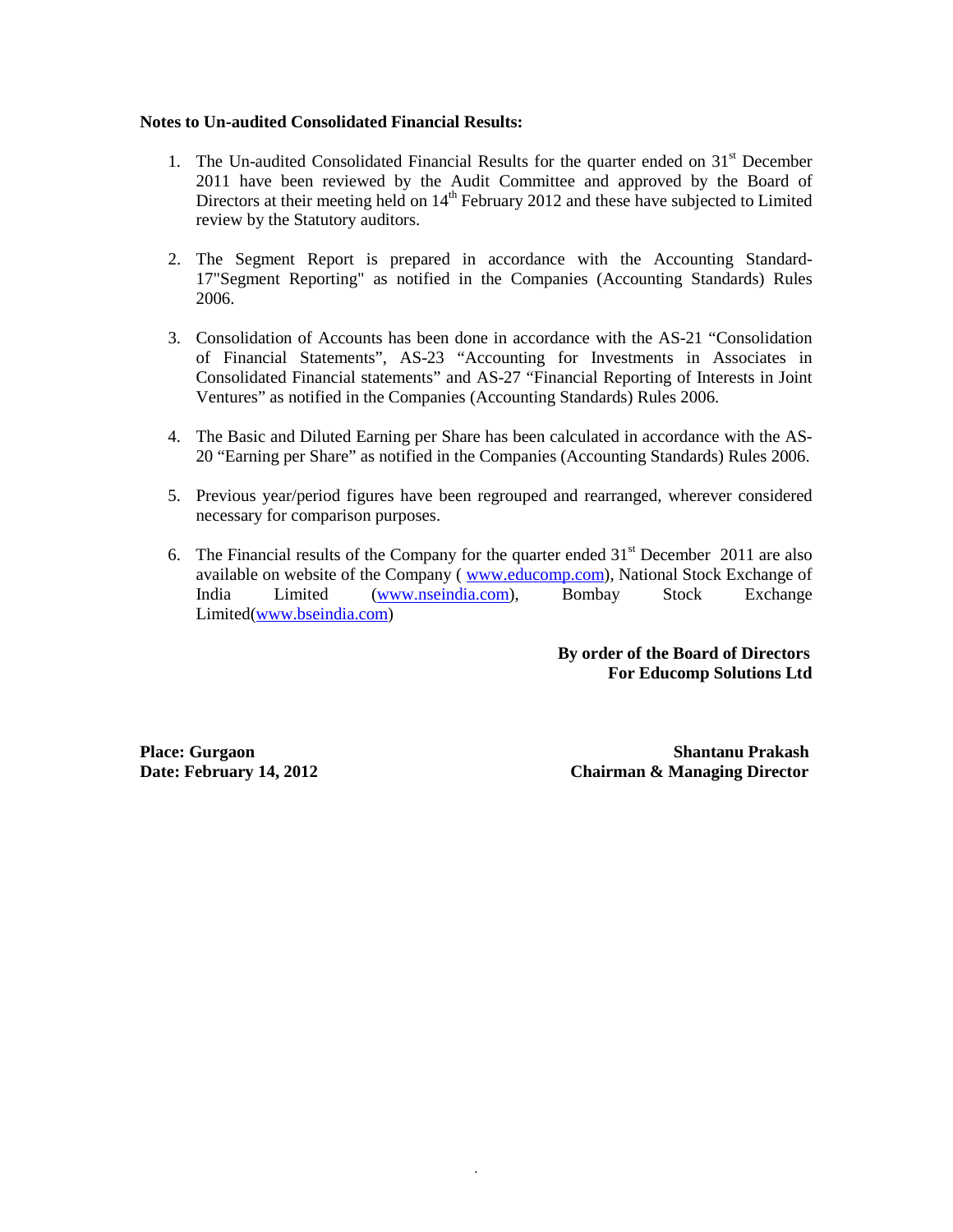**Notes to Un-audited Consolidated Financial Results:**

1. The Un-audited Consolidated Financial Results for the quarter ended on 31st December 2011 have been reviewed by the Audit Committee and approved by the Board of Directors at their meeting held on 14th February 2012 and these have subjected to Limited review by the Statutory auditors.

2. The Segment Report is prepared in accordance with the Accounting Standard-17"Segment Reporting" as notified in the Companies (Accounting Standards) Rules 2006.

3. Consolidation of Accounts has been done in accordance with the AS-21 "Consolidation of Financial Statements", AS-23 "Accounting for Investments in Associates in Consolidated Financial statements" and AS-27 "Financial Reporting of Interests in Joint Ventures" as notified in the Companies (Accounting Standards) Rules 2006.

4. The Basic and Diluted Earning per Share has been calculated in accordance with the AS-20 "Earning per Share" as notified in the Companies (Accounting Standards) Rules 2006.

5. Previous year/period figures have been regrouped and rearranged, wherever considered necessary for comparison purposes.

6. The Financial results of the Company for the quarter ended 31st December 2011 are also available on website of the Company ( www.educomp.com), National Stock Exchange of India Limited (www.nseindia.com), Bombay Stock Exchange Limited(www.bseindia.com)

**By order of the Board of Directors**
**For Educomp Solutions Ltd**

**Place: Gurgaon**
**Date: February 14, 2012**

**Shantanu Prakash**
**Chairman & Managing Director**